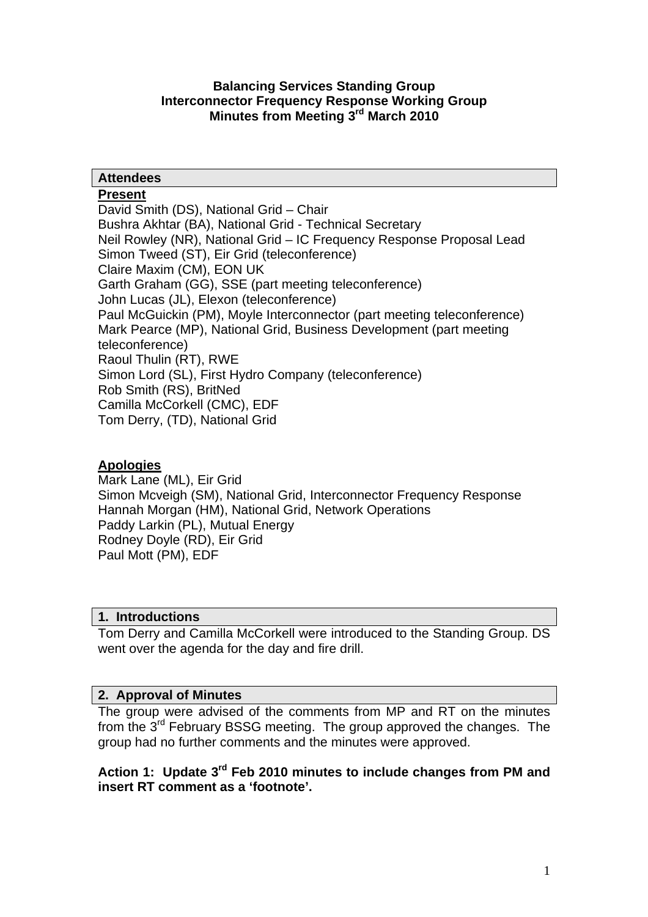**Balancing Services Standing Group**
**Interconnector Frequency Response Working Group**
**Minutes from Meeting 3rd March 2010**

## Attendees

**Present**

David Smith (DS), National Grid – Chair
Bushra Akhtar (BA), National Grid - Technical Secretary
Neil Rowley (NR), National Grid – IC Frequency Response Proposal Lead
Simon Tweed (ST), Eir Grid (teleconference)
Claire Maxim (CM), EON UK
Garth Graham (GG), SSE (part meeting teleconference)
John Lucas (JL), Elexon (teleconference)
Paul McGuickin (PM), Moyle Interconnector (part meeting teleconference)
Mark Pearce (MP), National Grid, Business Development (part meeting teleconference)
Raoul Thulin (RT), RWE
Simon Lord (SL), First Hydro Company (teleconference)
Rob Smith (RS), BritNed
Camilla McCorkell (CMC), EDF
Tom Derry, (TD), National Grid

**Apologies**

Mark Lane (ML), Eir Grid
Simon Mcveigh (SM), National Grid, Interconnector Frequency Response
Hannah Morgan (HM), National Grid, Network Operations
Paddy Larkin (PL), Mutual Energy
Rodney Doyle (RD), Eir Grid
Paul Mott (PM), EDF

## 1. Introductions

Tom Derry and Camilla McCorkell were introduced to the Standing Group. DS went over the agenda for the day and fire drill.

## 2. Approval of Minutes

The group were advised of the comments from MP and RT on the minutes from the 3rd February BSSG meeting. The group approved the changes. The group had no further comments and the minutes were approved.

**Action 1: Update 3rd Feb 2010 minutes to include changes from PM and insert RT comment as a 'footnote'.**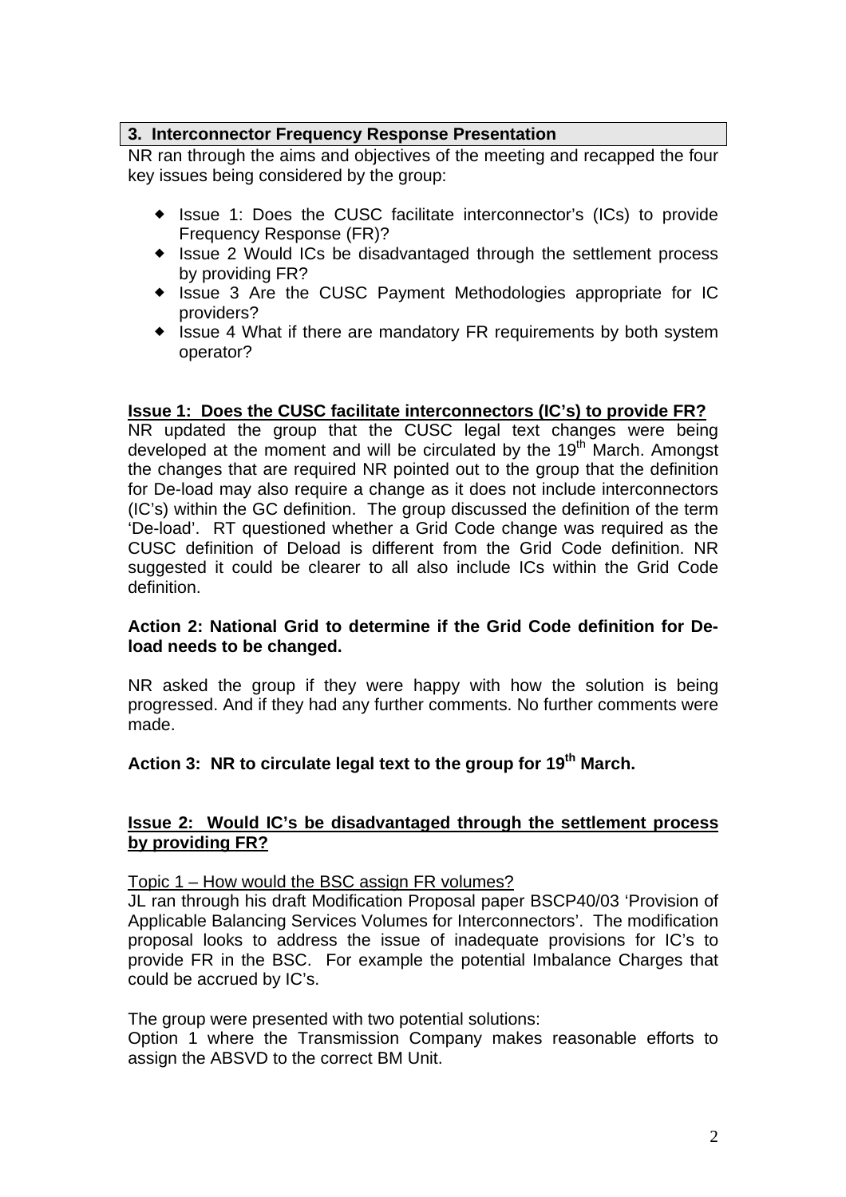## 3. Interconnector Frequency Response Presentation

NR ran through the aims and objectives of the meeting and recapped the four key issues being considered by the group:

- Issue 1: Does the CUSC facilitate interconnector's (ICs) to provide Frequency Response (FR)?
- Issue 2 Would ICs be disadvantaged through the settlement process by providing FR?
- Issue 3 Are the CUSC Payment Methodologies appropriate for IC providers?
- Issue 4 What if there are mandatory FR requirements by both system operator?

**Issue 1: Does the CUSC facilitate interconnectors (IC's) to provide FR?**

NR updated the group that the CUSC legal text changes were being developed at the moment and will be circulated by the 19th March. Amongst the changes that are required NR pointed out to the group that the definition for De-load may also require a change as it does not include interconnectors (IC's) within the GC definition. The group discussed the definition of the term 'De-load'. RT questioned whether a Grid Code change was required as the CUSC definition of Deload is different from the Grid Code definition. NR suggested it could be clearer to all also include ICs within the Grid Code definition.

**Action 2: National Grid to determine if the Grid Code definition for De-load needs to be changed.**

NR asked the group if they were happy with how the solution is being progressed. And if they had any further comments. No further comments were made.

**Action 3: NR to circulate legal text to the group for 19th March.**

**Issue 2: Would IC's be disadvantaged through the settlement process by providing FR?**

Topic 1 – How would the BSC assign FR volumes?

JL ran through his draft Modification Proposal paper BSCP40/03 'Provision of Applicable Balancing Services Volumes for Interconnectors'. The modification proposal looks to address the issue of inadequate provisions for IC's to provide FR in the BSC. For example the potential Imbalance Charges that could be accrued by IC's.

The group were presented with two potential solutions:

Option 1 where the Transmission Company makes reasonable efforts to assign the ABSVD to the correct BM Unit.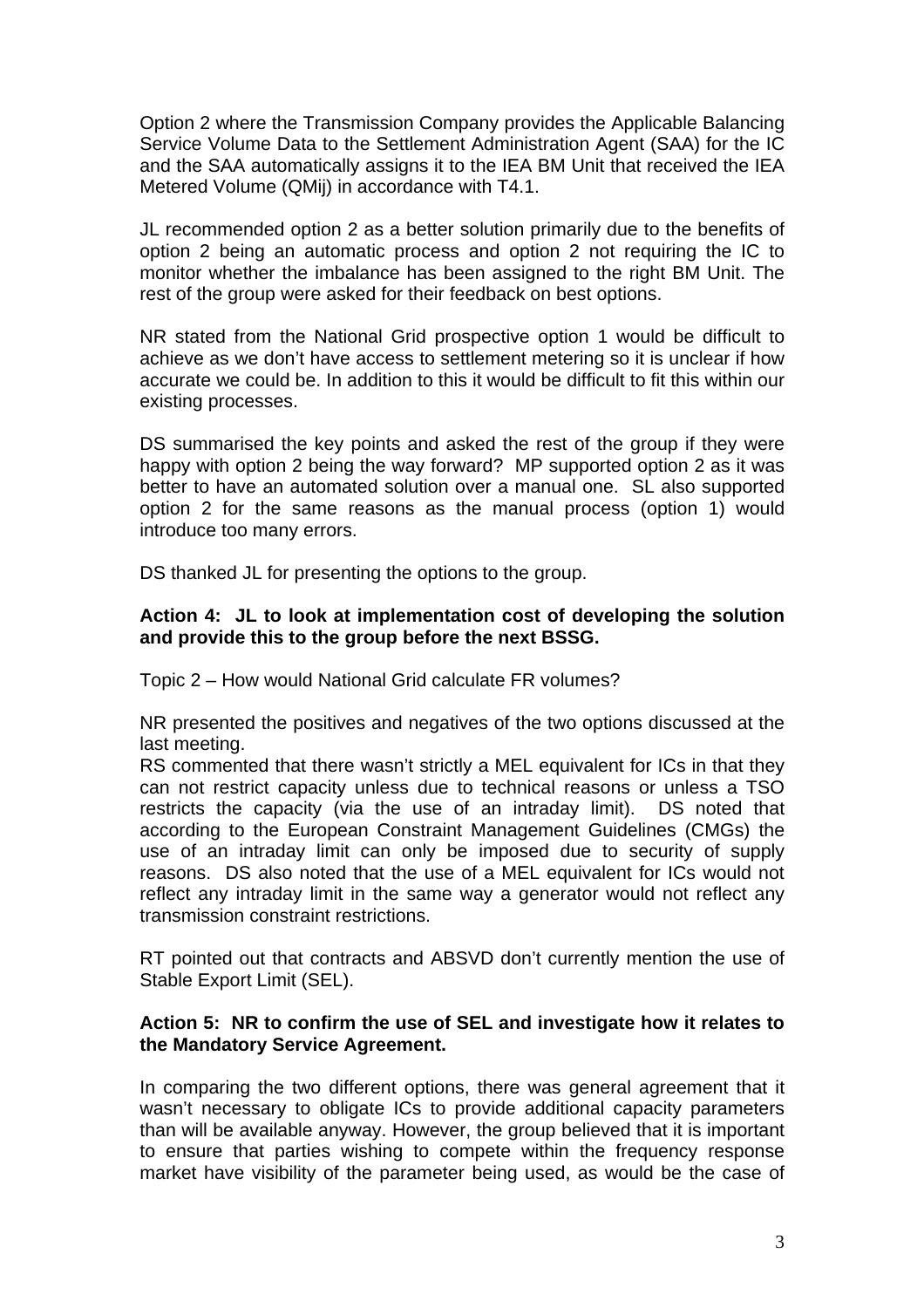Option 2 where the Transmission Company provides the Applicable Balancing Service Volume Data to the Settlement Administration Agent (SAA) for the IC and the SAA automatically assigns it to the IEA BM Unit that received the IEA Metered Volume (QMij) in accordance with T4.1.

JL recommended option 2 as a better solution primarily due to the benefits of option 2 being an automatic process and option 2 not requiring the IC to monitor whether the imbalance has been assigned to the right BM Unit. The rest of the group were asked for their feedback on best options.

NR stated from the National Grid prospective option 1 would be difficult to achieve as we don't have access to settlement metering so it is unclear if how accurate we could be. In addition to this it would be difficult to fit this within our existing processes.

DS summarised the key points and asked the rest of the group if they were happy with option 2 being the way forward? MP supported option 2 as it was better to have an automated solution over a manual one. SL also supported option 2 for the same reasons as the manual process (option 1) would introduce too many errors.

DS thanked JL for presenting the options to the group.

**Action 4: JL to look at implementation cost of developing the solution and provide this to the group before the next BSSG.**

Topic 2 – How would National Grid calculate FR volumes?

NR presented the positives and negatives of the two options discussed at the last meeting.

RS commented that there wasn't strictly a MEL equivalent for ICs in that they can not restrict capacity unless due to technical reasons or unless a TSO restricts the capacity (via the use of an intraday limit). DS noted that according to the European Constraint Management Guidelines (CMGs) the use of an intraday limit can only be imposed due to security of supply reasons. DS also noted that the use of a MEL equivalent for ICs would not reflect any intraday limit in the same way a generator would not reflect any transmission constraint restrictions.

RT pointed out that contracts and ABSVD don't currently mention the use of Stable Export Limit (SEL).

**Action 5: NR to confirm the use of SEL and investigate how it relates to the Mandatory Service Agreement.**

In comparing the two different options, there was general agreement that it wasn't necessary to obligate ICs to provide additional capacity parameters than will be available anyway. However, the group believed that it is important to ensure that parties wishing to compete within the frequency response market have visibility of the parameter being used, as would be the case of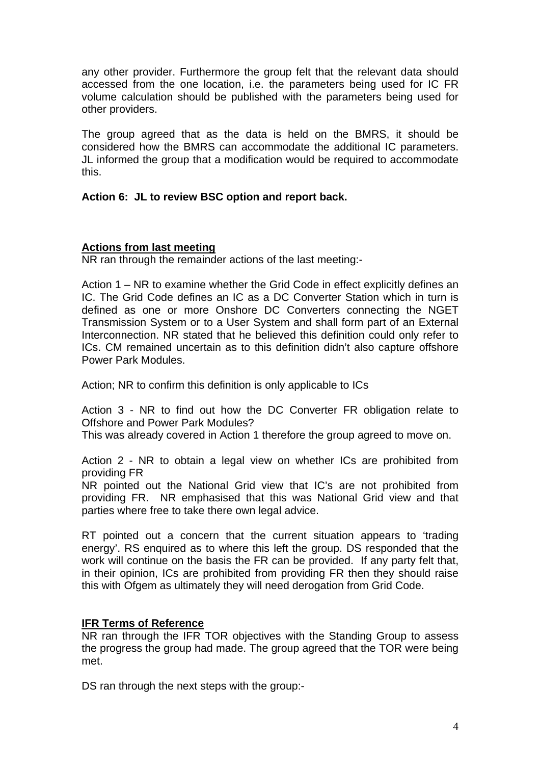any other provider. Furthermore the group felt that the relevant data should accessed from the one location, i.e. the parameters being used for IC FR volume calculation should be published with the parameters being used for other providers.

The group agreed that as the data is held on the BMRS, it should be considered how the BMRS can accommodate the additional IC parameters. JL informed the group that a modification would be required to accommodate this.

**Action 6: JL to review BSC option and report back.**

**Actions from last meeting**

NR ran through the remainder actions of the last meeting:-

Action 1 – NR to examine whether the Grid Code in effect explicitly defines an IC. The Grid Code defines an IC as a DC Converter Station which in turn is defined as one or more Onshore DC Converters connecting the NGET Transmission System or to a User System and shall form part of an External Interconnection. NR stated that he believed this definition could only refer to ICs. CM remained uncertain as to this definition didn't also capture offshore Power Park Modules.

Action; NR to confirm this definition is only applicable to ICs

Action 3 - NR to find out how the DC Converter FR obligation relate to Offshore and Power Park Modules?
This was already covered in Action 1 therefore the group agreed to move on.

Action 2 - NR to obtain a legal view on whether ICs are prohibited from providing FR
NR pointed out the National Grid view that IC's are not prohibited from providing FR. NR emphasised that this was National Grid view and that parties where free to take there own legal advice.

RT pointed out a concern that the current situation appears to 'trading energy'. RS enquired as to where this left the group. DS responded that the work will continue on the basis the FR can be provided. If any party felt that, in their opinion, ICs are prohibited from providing FR then they should raise this with Ofgem as ultimately they will need derogation from Grid Code.

**IFR Terms of Reference**

NR ran through the IFR TOR objectives with the Standing Group to assess the progress the group had made. The group agreed that the TOR were being met.

DS ran through the next steps with the group:-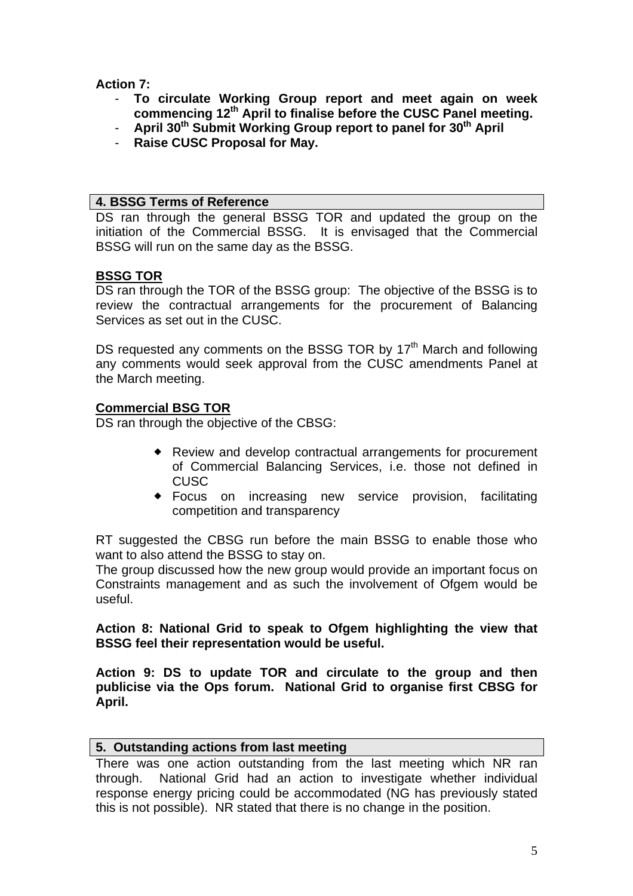**Action 7:**

- **To circulate Working Group report and meet again on week commencing 12th April to finalise before the CUSC Panel meeting.**
- **April 30th Submit Working Group report to panel for 30th April**
- **Raise CUSC Proposal for May.**

## 4. BSSG Terms of Reference

DS ran through the general BSSG TOR and updated the group on the initiation of the Commercial BSSG. It is envisaged that the Commercial BSSG will run on the same day as the BSSG.

**BSSG TOR**

DS ran through the TOR of the BSSG group: The objective of the BSSG is to review the contractual arrangements for the procurement of Balancing Services as set out in the CUSC.

DS requested any comments on the BSSG TOR by 17th March and following any comments would seek approval from the CUSC amendments Panel at the March meeting.

**Commercial BSG TOR**

DS ran through the objective of the CBSG:

- Review and develop contractual arrangements for procurement of Commercial Balancing Services, i.e. those not defined in CUSC
- Focus on increasing new service provision, facilitating competition and transparency

RT suggested the CBSG run before the main BSSG to enable those who want to also attend the BSSG to stay on.

The group discussed how the new group would provide an important focus on Constraints management and as such the involvement of Ofgem would be useful.

**Action 8: National Grid to speak to Ofgem highlighting the view that BSSG feel their representation would be useful.**

**Action 9: DS to update TOR and circulate to the group and then publicise via the Ops forum. National Grid to organise first CBSG for April.**

## 5. Outstanding actions from last meeting

There was one action outstanding from the last meeting which NR ran through. National Grid had an action to investigate whether individual response energy pricing could be accommodated (NG has previously stated this is not possible). NR stated that there is no change in the position.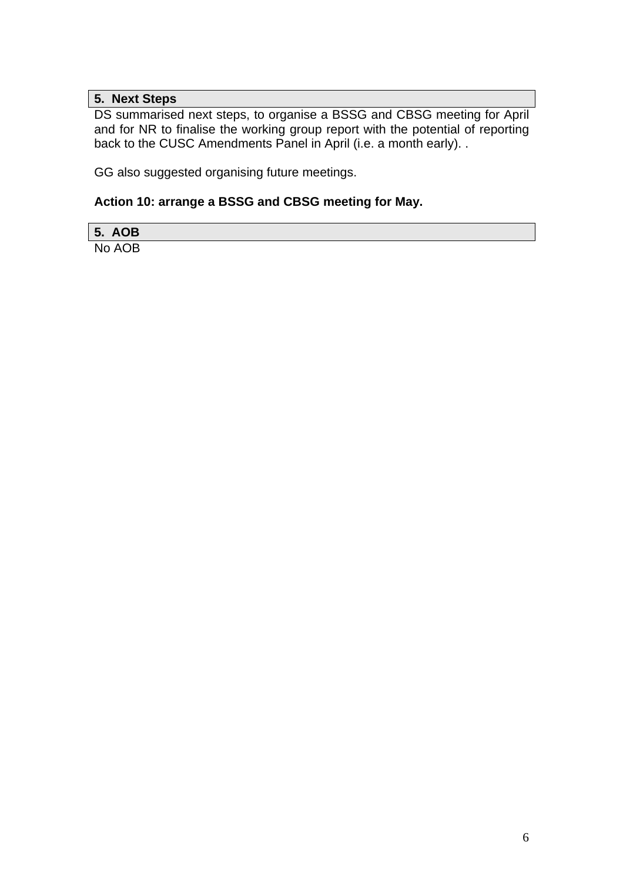## 5. Next Steps

DS summarised next steps, to organise a BSSG and CBSG meeting for April and for NR to finalise the working group report with the potential of reporting back to the CUSC Amendments Panel in April (i.e. a month early). .

GG also suggested organising future meetings.

**Action 10: arrange a BSSG and CBSG meeting for May.**

## 5. AOB

No AOB